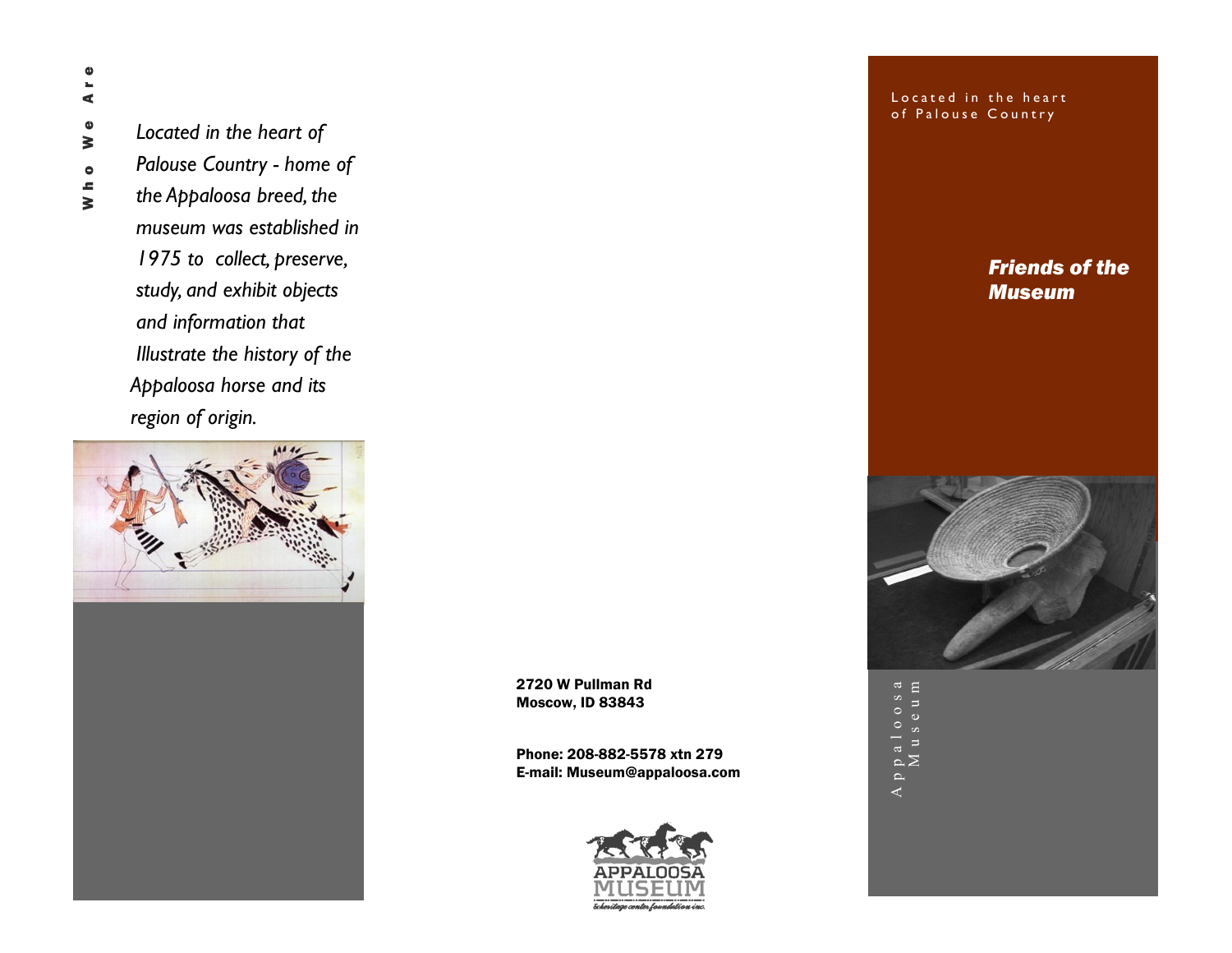## Who We Are

*Located in the heart of Palouse Country - home of the Appaloosa breed, the museum was established in 1975 to collect, preserve, study, and exhibit objects and information that Illustrate the history of the Appaloosa horse and its region of origin.*

**2720 W Pullman Rd**
**Moscow, ID 83843**

**Phone: 208-882-5578 xtn 279**
**E-mail: Museum@appaloosa.com**

APPALOOSA MUSEUM
& heritage center foundation inc.

Located in the heart of Palouse Country

# *Friends of the Museum*

Appaloosa Museum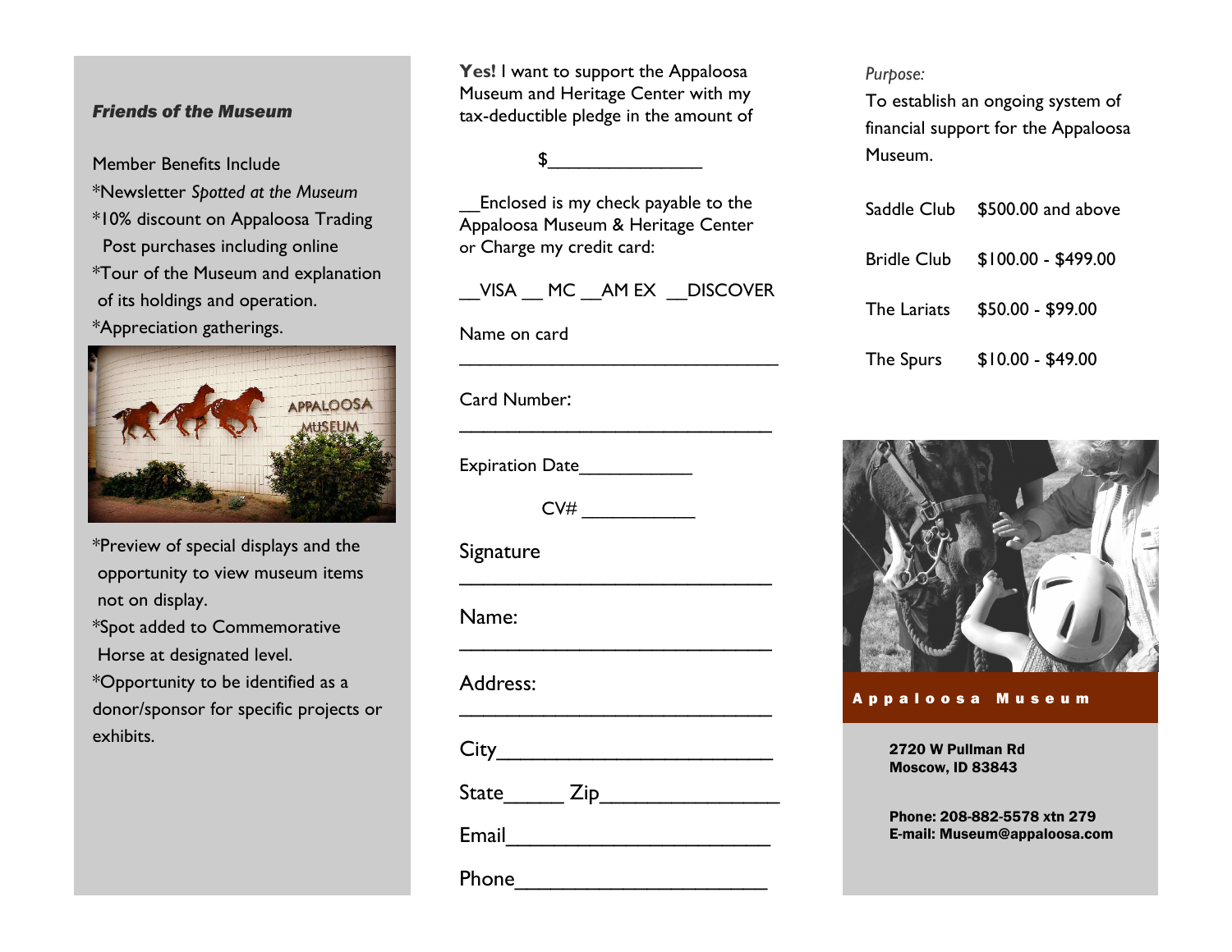***Friends of the Museum***

Member Benefits Include
*Newsletter *Spotted at the Museum*
*10% discount on Appaloosa Trading Post purchases including online
*Tour of the Museum and explanation of its holdings and operation.
*Appreciation gatherings.
*Preview of special displays and the opportunity to view museum items not on display.
*Spot added to Commemorative Horse at designated level.
*Opportunity to be identified as a donor/sponsor for specific projects or exhibits.

**Yes!** I want to support the Appaloosa Museum and Heritage Center with my tax-deductible pledge in the amount of

$_______________

__Enclosed is my check payable to the Appaloosa Museum & Heritage Center or Charge my credit card:

__VISA __ MC __AM EX __DISCOVER

Name on card
______________________________

Card Number:
______________________________

Expiration Date___________

CV# ___________

Signature
______________________________

Name:
______________________________

Address:
______________________________

City________________________

State_____ Zip_______________

Email______________________

Phone_____________________

*Purpose:*
To establish an ongoing system of financial support for the Appaloosa Museum.

| | |
|---|---|
| Saddle Club | $500.00 and above |
| Bridle Club | $100.00 - $499.00 |
| The Lariats | $50.00 - $99.00 |
| The Spurs | $10.00 - $49.00 |

**Appaloosa Museum**

**2720 W Pullman Rd**
**Moscow, ID 83843**

**Phone: 208-882-5578 xtn 279**
**E-mail: Museum@appaloosa.com**